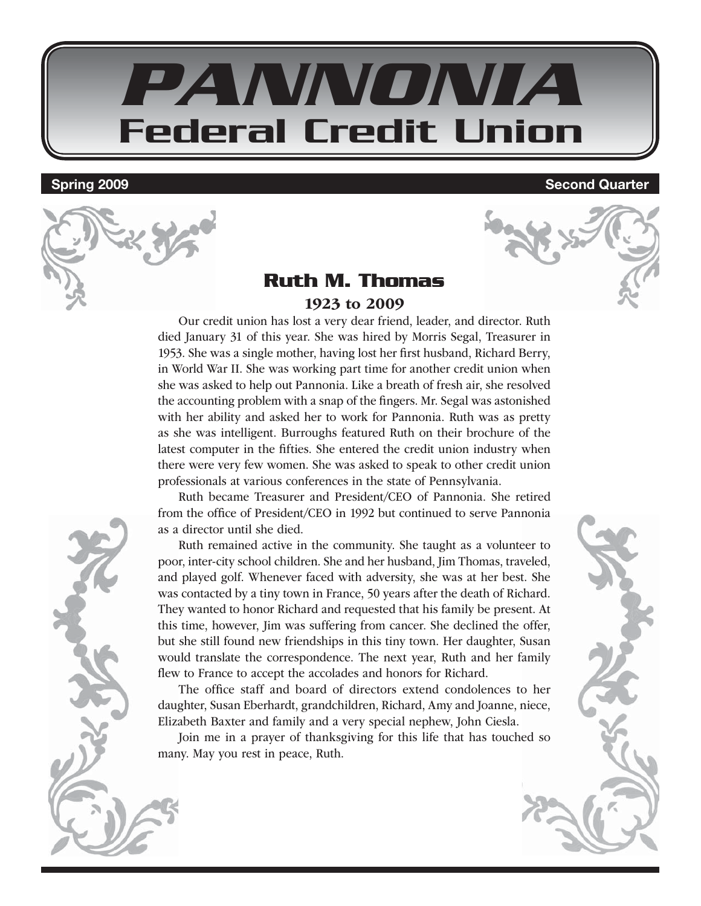# PANNONIA
## Federal Credit Union

**Spring 2009** **Second Quarter**

## Ruth M. Thomas

### 1923 to 2009

Our credit union has lost a very dear friend, leader, and director. Ruth died January 31 of this year. She was hired by Morris Segal, Treasurer in 1953. She was a single mother, having lost her first husband, Richard Berry, in World War II. She was working part time for another credit union when she was asked to help out Pannonia. Like a breath of fresh air, she resolved the accounting problem with a snap of the fingers. Mr. Segal was astonished with her ability and asked her to work for Pannonia. Ruth was as pretty as she was intelligent. Burroughs featured Ruth on their brochure of the latest computer in the fifties. She entered the credit union industry when there were very few women. She was asked to speak to other credit union professionals at various conferences in the state of Pennsylvania.

Ruth became Treasurer and President/CEO of Pannonia. She retired from the office of President/CEO in 1992 but continued to serve Pannonia as a director until she died.

Ruth remained active in the community. She taught as a volunteer to poor, inter-city school children. She and her husband, Jim Thomas, traveled, and played golf. Whenever faced with adversity, she was at her best. She was contacted by a tiny town in France, 50 years after the death of Richard. They wanted to honor Richard and requested that his family be present. At this time, however, Jim was suffering from cancer. She declined the offer, but she still found new friendships in this tiny town. Her daughter, Susan would translate the correspondence. The next year, Ruth and her family flew to France to accept the accolades and honors for Richard.

The office staff and board of directors extend condolences to her daughter, Susan Eberhardt, grandchildren, Richard, Amy and Joanne, niece, Elizabeth Baxter and family and a very special nephew, John Ciesla.

Join me in a prayer of thanksgiving for this life that has touched so many. May you rest in peace, Ruth.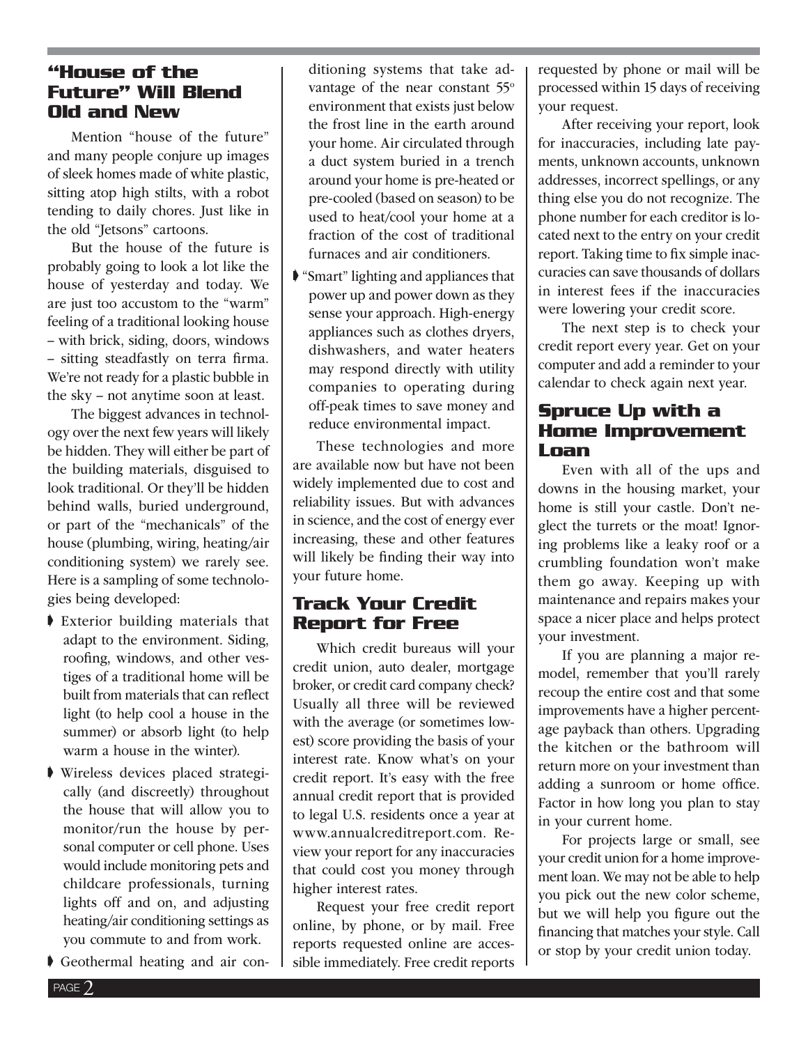## "House of the Future" Will Blend Old and New

Mention "house of the future" and many people conjure up images of sleek homes made of white plastic, sitting atop high stilts, with a robot tending to daily chores. Just like in the old "Jetsons" cartoons.

But the house of the future is probably going to look a lot like the house of yesterday and today. We are just too accustom to the "warm" feeling of a traditional looking house – with brick, siding, doors, windows – sitting steadfastly on terra firma. We're not ready for a plastic bubble in the sky – not anytime soon at least.

The biggest advances in technology over the next few years will likely be hidden. They will either be part of the building materials, disguised to look traditional. Or they'll be hidden behind walls, buried underground, or part of the "mechanicals" of the house (plumbing, wiring, heating/air conditioning system) we rarely see. Here is a sampling of some technologies being developed:

- Exterior building materials that adapt to the environment. Siding, roofing, windows, and other vestiges of a traditional home will be built from materials that can reflect light (to help cool a house in the summer) or absorb light (to help warm a house in the winter).
- Wireless devices placed strategically (and discreetly) throughout the house that will allow you to monitor/run the house by personal computer or cell phone. Uses would include monitoring pets and childcare professionals, turning lights off and on, and adjusting heating/air conditioning settings as you commute to and from work.
- Geothermal heating and air conditioning systems that take advantage of the near constant 55° environment that exists just below the frost line in the earth around your home. Air circulated through a duct system buried in a trench around your home is pre-heated or pre-cooled (based on season) to be used to heat/cool your home at a fraction of the cost of traditional furnaces and air conditioners.
- "Smart" lighting and appliances that power up and power down as they sense your approach. High-energy appliances such as clothes dryers, dishwashers, and water heaters may respond directly with utility companies to operating during off-peak times to save money and reduce environmental impact.

These technologies and more are available now but have not been widely implemented due to cost and reliability issues. But with advances in science, and the cost of energy ever increasing, these and other features will likely be finding their way into your future home.

## Track Your Credit Report for Free

Which credit bureaus will your credit union, auto dealer, mortgage broker, or credit card company check? Usually all three will be reviewed with the average (or sometimes lowest) score providing the basis of your interest rate. Know what's on your credit report. It's easy with the free annual credit report that is provided to legal U.S. residents once a year at www.annualcreditreport.com. Review your report for any inaccuracies that could cost you money through higher interest rates.

Request your free credit report online, by phone, or by mail. Free reports requested online are accessible immediately. Free credit reports requested by phone or mail will be processed within 15 days of receiving your request.

After receiving your report, look for inaccuracies, including late payments, unknown accounts, unknown addresses, incorrect spellings, or any thing else you do not recognize. The phone number for each creditor is located next to the entry on your credit report. Taking time to fix simple inaccuracies can save thousands of dollars in interest fees if the inaccuracies were lowering your credit score.

The next step is to check your credit report every year. Get on your computer and add a reminder to your calendar to check again next year.

## Spruce Up with a Home Improvement Loan

Even with all of the ups and downs in the housing market, your home is still your castle. Don't neglect the turrets or the moat! Ignoring problems like a leaky roof or a crumbling foundation won't make them go away. Keeping up with maintenance and repairs makes your space a nicer place and helps protect your investment.

If you are planning a major remodel, remember that you'll rarely recoup the entire cost and that some improvements have a higher percentage payback than others. Upgrading the kitchen or the bathroom will return more on your investment than adding a sunroom or home office. Factor in how long you plan to stay in your current home.

For projects large or small, see your credit union for a home improvement loan. We may not be able to help you pick out the new color scheme, but we will help you figure out the financing that matches your style. Call or stop by your credit union today.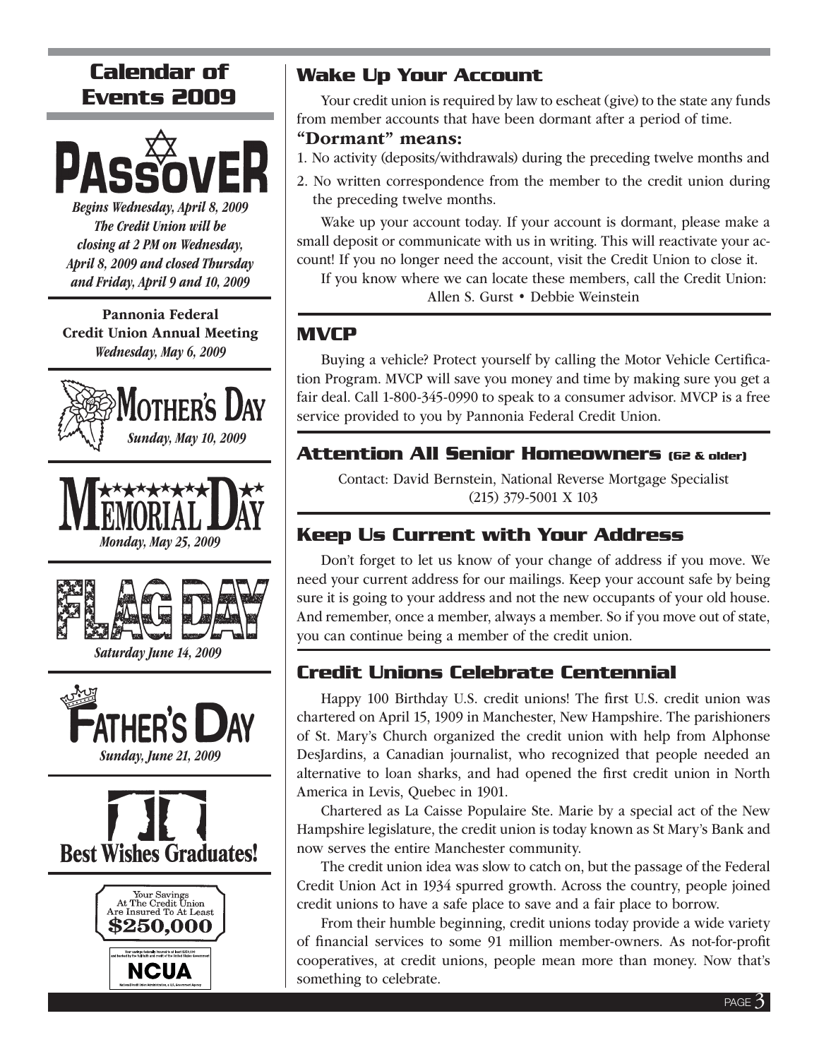## Calendar of Events 2009

### PASSOVER

*Begins Wednesday, April 8, 2009*
*The Credit Union will be closing at 2 PM on Wednesday, April 8, 2009 and closed Thursday and Friday, April 9 and 10, 2009*

**Pannonia Federal Credit Union Annual Meeting**
*Wednesday, May 6, 2009*

### MOTHER'S DAY

*Sunday, May 10, 2009*

### MEMORIAL DAY

*Monday, May 25, 2009*

### FLAG DAY

*Saturday June 14, 2009*

### FATHER'S DAY

*Sunday, June 21, 2009*

### Best Wishes Graduates!

Your Savings At The Credit Union Are Insured To At Least **$250,000**

Your savings federally insured to at least $250,000 and backed by the full faith and credit of the United States Government

**NCUA**

National Credit Union Administration, a U.S. Government Agency

## Wake Up Your Account

Your credit union is required by law to escheat (give) to the state any funds from member accounts that have been dormant after a period of time.

**"Dormant" means:**

1. No activity (deposits/withdrawals) during the preceding twelve months and
2. No written correspondence from the member to the credit union during the preceding twelve months.

Wake up your account today. If your account is dormant, please make a small deposit or communicate with us in writing. This will reactivate your account! If you no longer need the account, visit the Credit Union to close it.

If you know where we can locate these members, call the Credit Union:
Allen S. Gurst • Debbie Weinstein

## MVCP

Buying a vehicle? Protect yourself by calling the Motor Vehicle Certification Program. MVCP will save you money and time by making sure you get a fair deal. Call 1-800-345-0990 to speak to a consumer advisor. MVCP is a free service provided to you by Pannonia Federal Credit Union.

## Attention All Senior Homeowners (62 & older)

Contact: David Bernstein, National Reverse Mortgage Specialist
(215) 379-5001 X 103

## Keep Us Current with Your Address

Don't forget to let us know of your change of address if you move. We need your current address for our mailings. Keep your account safe by being sure it is going to your address and not the new occupants of your old house. And remember, once a member, always a member. So if you move out of state, you can continue being a member of the credit union.

## Credit Unions Celebrate Centennial

Happy 100 Birthday U.S. credit unions! The first U.S. credit union was chartered on April 15, 1909 in Manchester, New Hampshire. The parishioners of St. Mary's Church organized the credit union with help from Alphonse DesJardins, a Canadian journalist, who recognized that people needed an alternative to loan sharks, and had opened the first credit union in North America in Levis, Quebec in 1901.

Chartered as La Caisse Populaire Ste. Marie by a special act of the New Hampshire legislature, the credit union is today known as St Mary's Bank and now serves the entire Manchester community.

The credit union idea was slow to catch on, but the passage of the Federal Credit Union Act in 1934 spurred growth. Across the country, people joined credit unions to have a safe place to save and a fair place to borrow.

From their humble beginning, credit unions today provide a wide variety of financial services to some 91 million member-owners. As not-for-profit cooperatives, at credit unions, people mean more than money. Now that's something to celebrate.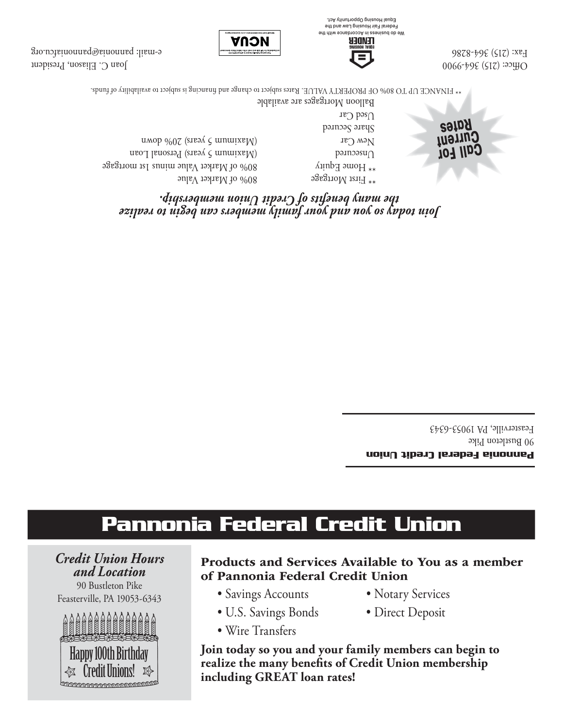*Join today so you and your family members can begin to realize the many benefits of Credit Union membership.*

| | |
|---|---|
| ** First Mortgage | 80% of Market Value |
| ** Home Equity | 80% of Market Value minus 1st mortgage |
| Unsecured | (Maximum 5 years) Personal Loan |
| New Car | (Maximum 5 years) 20% down |
| Share Secured | |
| Used Car | |
| Balloon Mortgages are available | |

**Call For Current Rates**

** FINANCE UP TO 80% OF PROPERTY VALUE. Rates subject to change and financing is subject to availability of funds.

Office: (215) 364-9900
Fax: (215) 364-8286

EQUAL HOUSING LENDER
We do business in Accordance with the Federal Fair Housing Law and the Equal Housing Opportunity Act.

NCUA

Joan C. Eliason, President
e-mail: pannonia@pannoniafcu.org

**Pannonia Federal Credit Union**
90 Bustleton Pike
Feasterville, PA 19053-6343

# Pannonia Federal Credit Union

*Credit Union Hours and Location*
90 Bustleton Pike
Feasterville, PA 19053-6343

Happy 100th Birthday Credit Unions!

**Products and Services Available to You as a member of Pannonia Federal Credit Union**

- Savings Accounts
- U.S. Savings Bonds
- Wire Transfers
- Notary Services
- Direct Deposit

**Join today so you and your family members can begin to realize the many benefits of Credit Union membership including GREAT loan rates!**